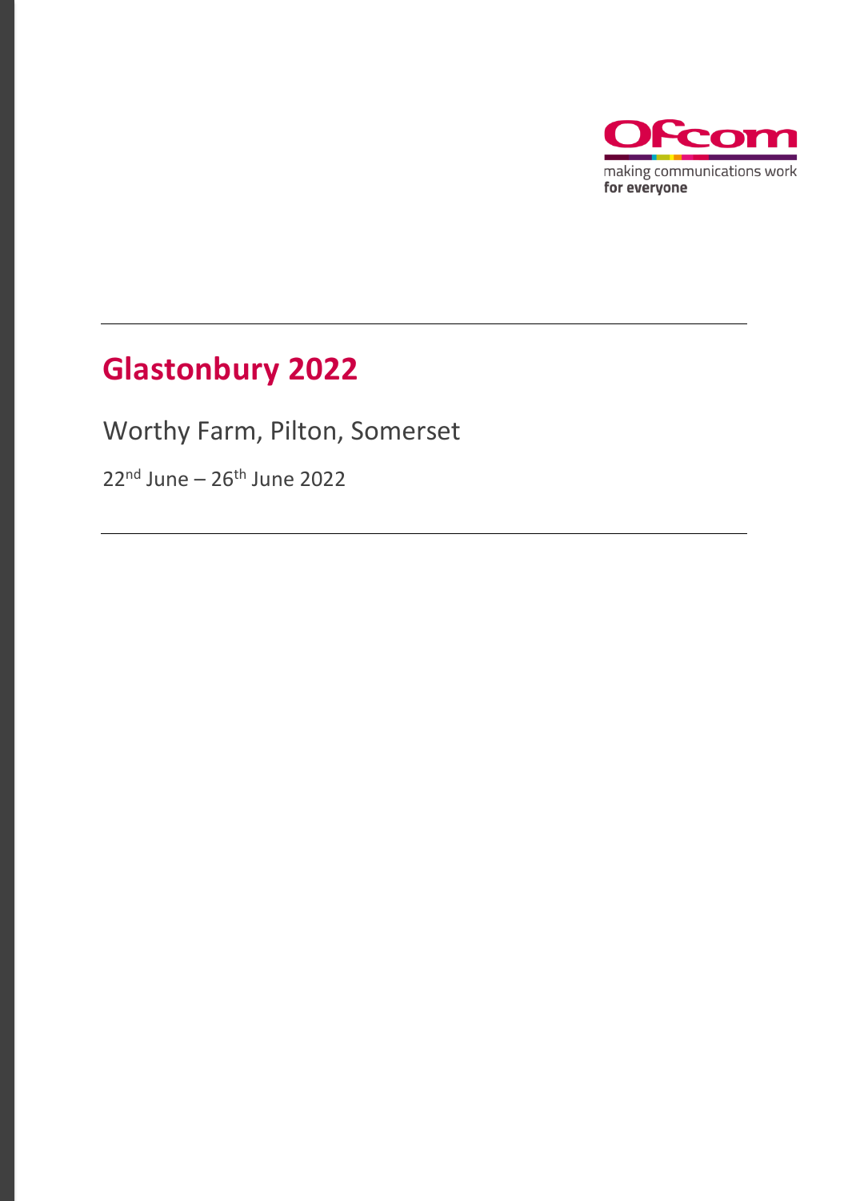Ofcom

making communications work
**for everyone**

# Glastonbury 2022

Worthy Farm, Pilton, Somerset

22nd June – 26th June 2022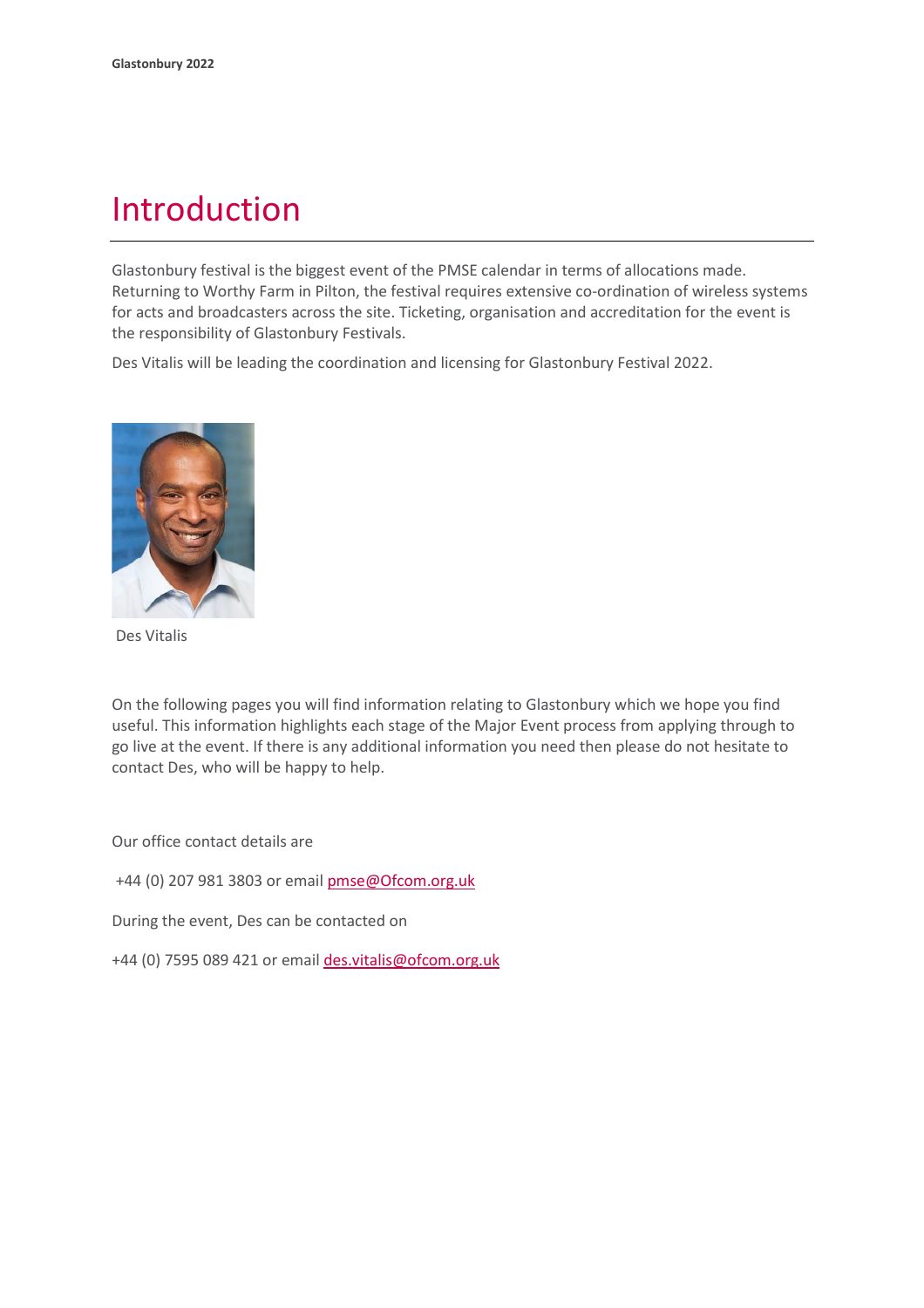# Introduction

Glastonbury festival is the biggest event of the PMSE calendar in terms of allocations made. Returning to Worthy Farm in Pilton, the festival requires extensive co-ordination of wireless systems for acts and broadcasters across the site. Ticketing, organisation and accreditation for the event is the responsibility of Glastonbury Festivals.

Des Vitalis will be leading the coordination and licensing for Glastonbury Festival 2022.

Des Vitalis

On the following pages you will find information relating to Glastonbury which we hope you find useful. This information highlights each stage of the Major Event process from applying through to go live at the event. If there is any additional information you need then please do not hesitate to contact Des, who will be happy to help.

Our office contact details are

+44 (0) 207 981 3803 or email pmse@Ofcom.org.uk

During the event, Des can be contacted on

+44 (0) 7595 089 421 or email des.vitalis@ofcom.org.uk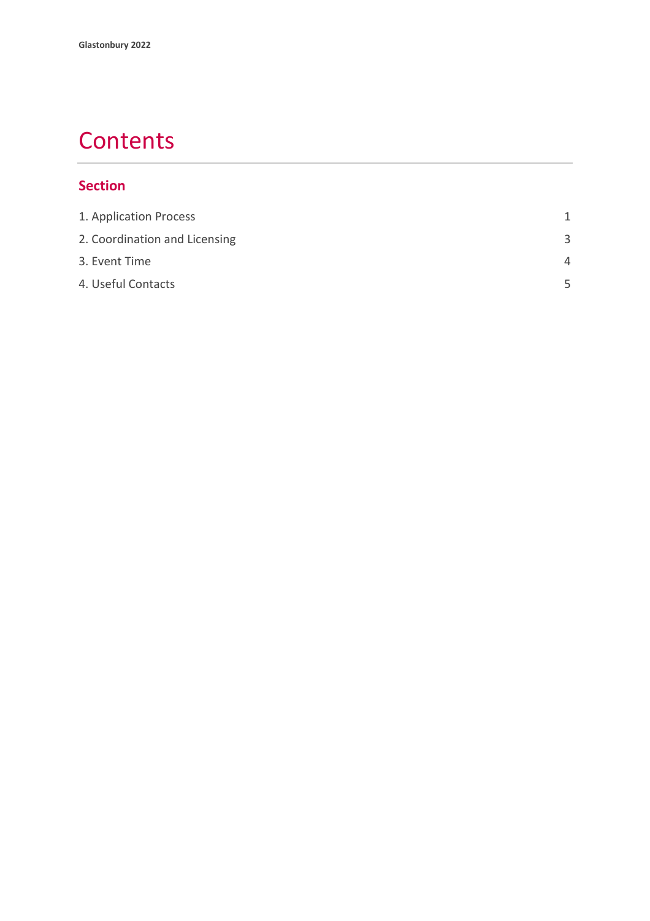# Contents

## Section

| | |
|---|---|
| 1. Application Process | 1 |
| 2. Coordination and Licensing | 3 |
| 3. Event Time | 4 |
| 4. Useful Contacts | 5 |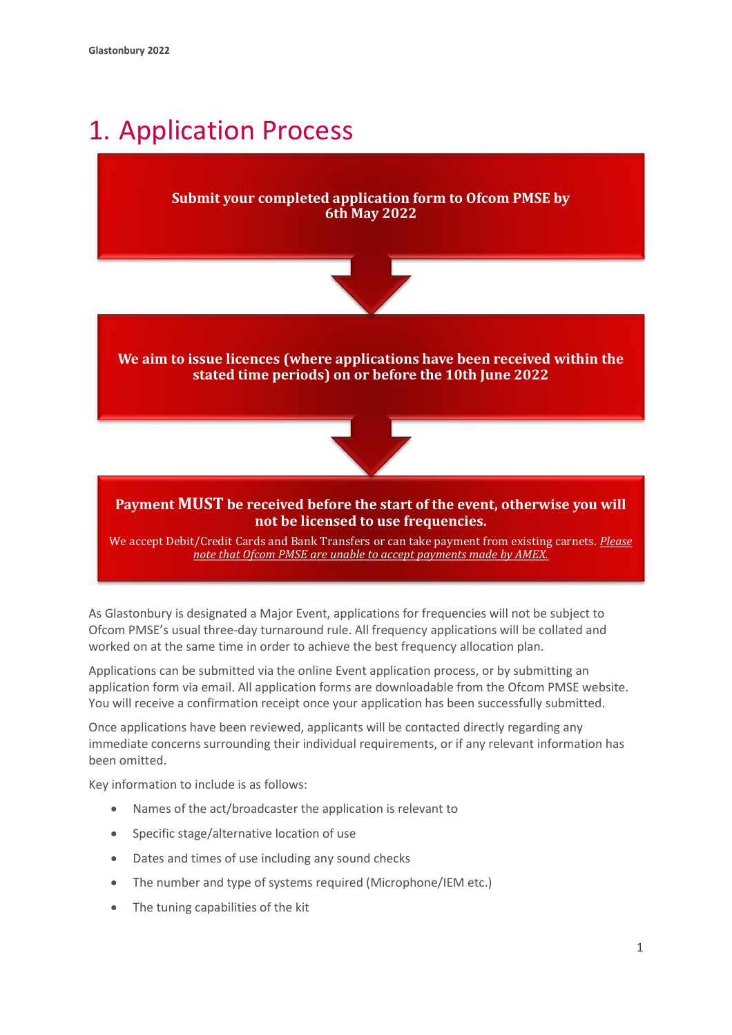# 1. Application Process

**Submit your completed application form to Ofcom PMSE by 6th May 2022**

**We aim to issue licences (where applications have been received within the stated time periods) on or before the 10th June 2022**

**Payment MUST be received before the start of the event, otherwise you will not be licensed to use frequencies.**

We accept Debit/Credit Cards and Bank Transfers or can take payment from existing carnets. *Please note that Ofcom PMSE are unable to accept payments made by AMEX.*

As Glastonbury is designated a Major Event, applications for frequencies will not be subject to Ofcom PMSE's usual three-day turnaround rule. All frequency applications will be collated and worked on at the same time in order to achieve the best frequency allocation plan.

Applications can be submitted via the online Event application process, or by submitting an application form via email. All application forms are downloadable from the Ofcom PMSE website. You will receive a confirmation receipt once your application has been successfully submitted.

Once applications have been reviewed, applicants will be contacted directly regarding any immediate concerns surrounding their individual requirements, or if any relevant information has been omitted.

Key information to include is as follows:

- Names of the act/broadcaster the application is relevant to
- Specific stage/alternative location of use
- Dates and times of use including any sound checks
- The number and type of systems required (Microphone/IEM etc.)
- The tuning capabilities of the kit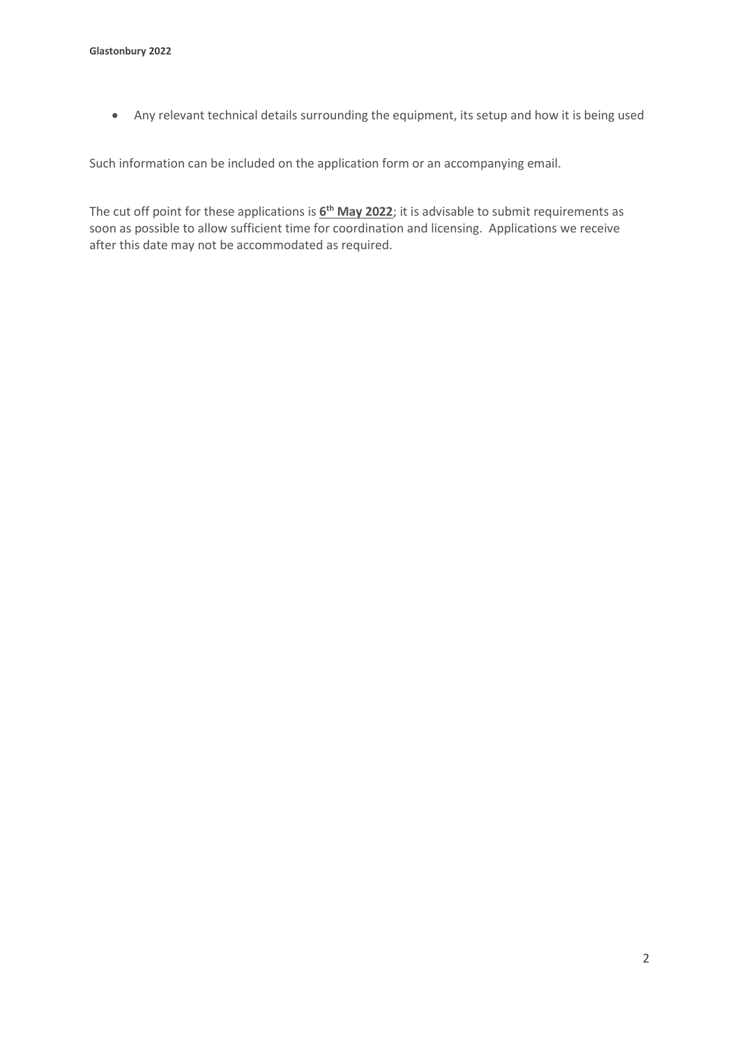- Any relevant technical details surrounding the equipment, its setup and how it is being used

Such information can be included on the application form or an accompanying email.

The cut off point for these applications is **6th May 2022**; it is advisable to submit requirements as soon as possible to allow sufficient time for coordination and licensing. Applications we receive after this date may not be accommodated as required.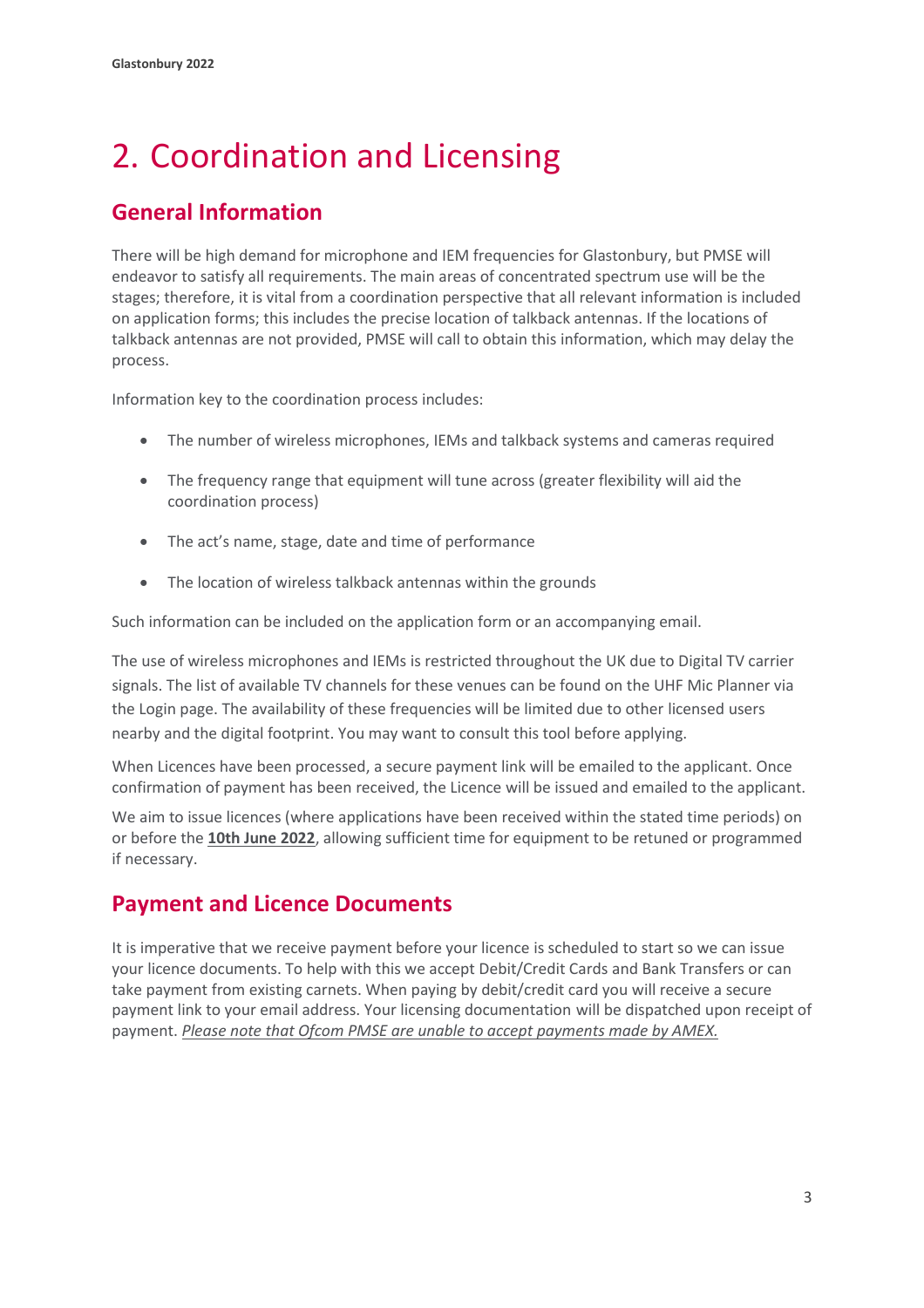# 2. Coordination and Licensing

## General Information

There will be high demand for microphone and IEM frequencies for Glastonbury, but PMSE will endeavor to satisfy all requirements. The main areas of concentrated spectrum use will be the stages; therefore, it is vital from a coordination perspective that all relevant information is included on application forms; this includes the precise location of talkback antennas. If the locations of talkback antennas are not provided, PMSE will call to obtain this information, which may delay the process.

Information key to the coordination process includes:

- The number of wireless microphones, IEMs and talkback systems and cameras required
- The frequency range that equipment will tune across (greater flexibility will aid the coordination process)
- The act's name, stage, date and time of performance
- The location of wireless talkback antennas within the grounds

Such information can be included on the application form or an accompanying email.

The use of wireless microphones and IEMs is restricted throughout the UK due to Digital TV carrier signals. The list of available TV channels for these venues can be found on the UHF Mic Planner via the Login page. The availability of these frequencies will be limited due to other licensed users nearby and the digital footprint. You may want to consult this tool before applying.

When Licences have been processed, a secure payment link will be emailed to the applicant. Once confirmation of payment has been received, the Licence will be issued and emailed to the applicant.

We aim to issue licences (where applications have been received within the stated time periods) on or before the **10th June 2022**, allowing sufficient time for equipment to be retuned or programmed if necessary.

## Payment and Licence Documents

It is imperative that we receive payment before your licence is scheduled to start so we can issue your licence documents. To help with this we accept Debit/Credit Cards and Bank Transfers or can take payment from existing carnets. When paying by debit/credit card you will receive a secure payment link to your email address. Your licensing documentation will be dispatched upon receipt of payment. *Please note that Ofcom PMSE are unable to accept payments made by AMEX.*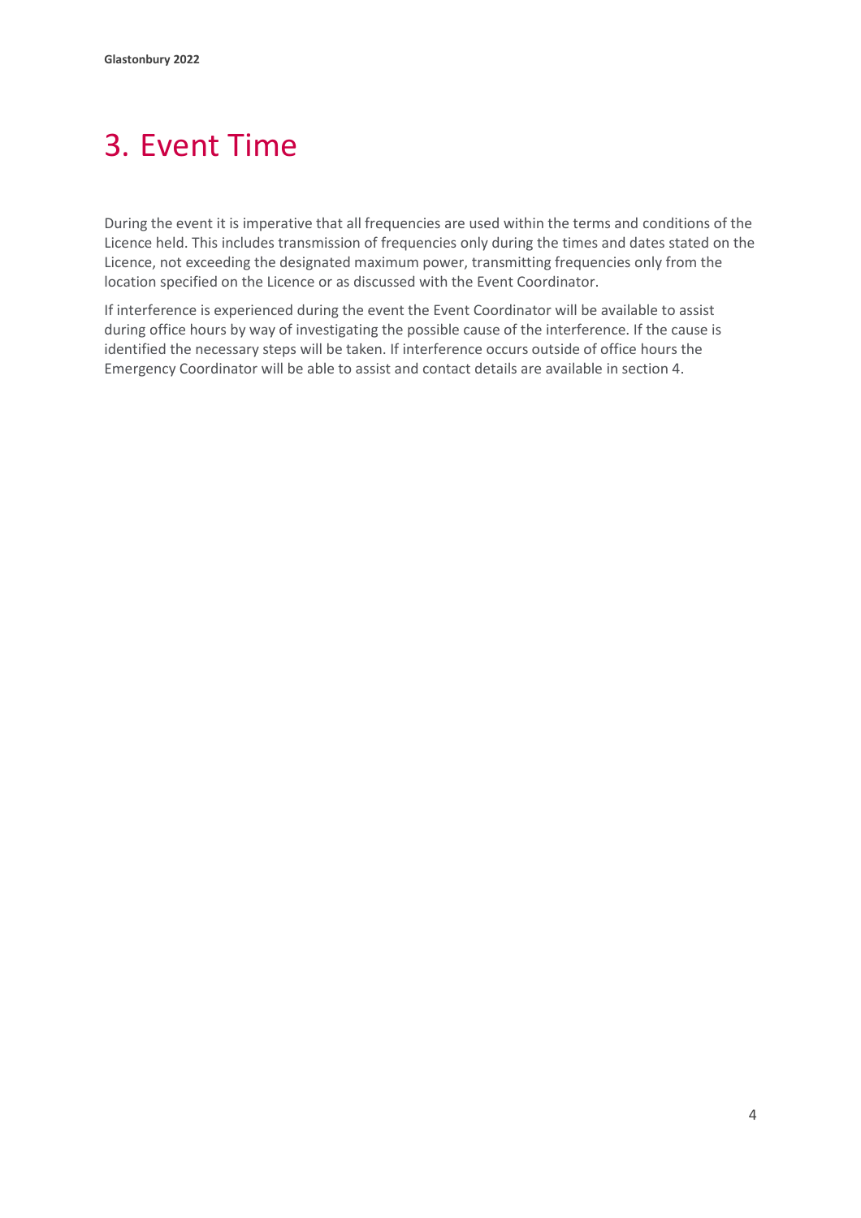# 3. Event Time

During the event it is imperative that all frequencies are used within the terms and conditions of the Licence held. This includes transmission of frequencies only during the times and dates stated on the Licence, not exceeding the designated maximum power, transmitting frequencies only from the location specified on the Licence or as discussed with the Event Coordinator.

If interference is experienced during the event the Event Coordinator will be available to assist during office hours by way of investigating the possible cause of the interference. If the cause is identified the necessary steps will be taken. If interference occurs outside of office hours the Emergency Coordinator will be able to assist and contact details are available in section 4.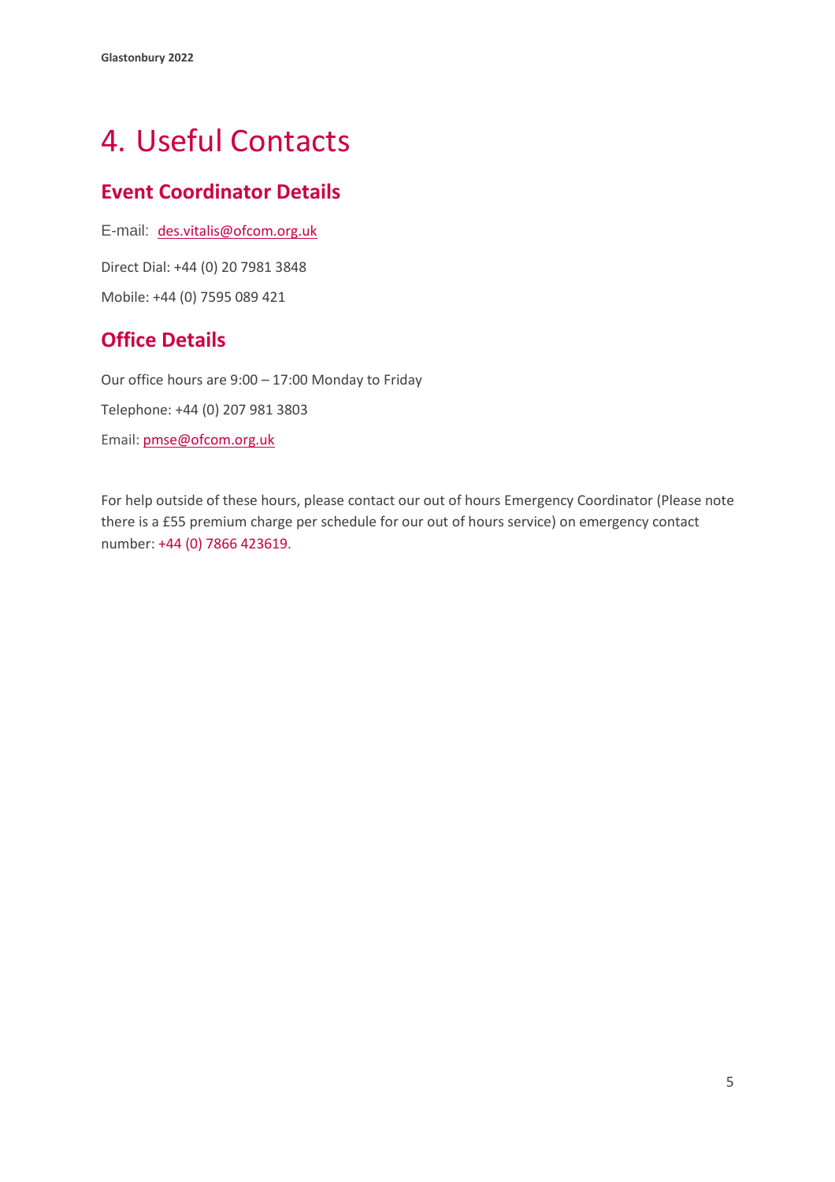# 4. Useful Contacts

## Event Coordinator Details

E-mail: des.vitalis@ofcom.org.uk

Direct Dial: +44 (0) 20 7981 3848

Mobile: +44 (0) 7595 089 421

## Office Details

Our office hours are 9:00 – 17:00 Monday to Friday

Telephone: +44 (0) 207 981 3803

Email: pmse@ofcom.org.uk

For help outside of these hours, please contact our out of hours Emergency Coordinator (Please note there is a £55 premium charge per schedule for our out of hours service) on emergency contact number: +44 (0) 7866 423619.